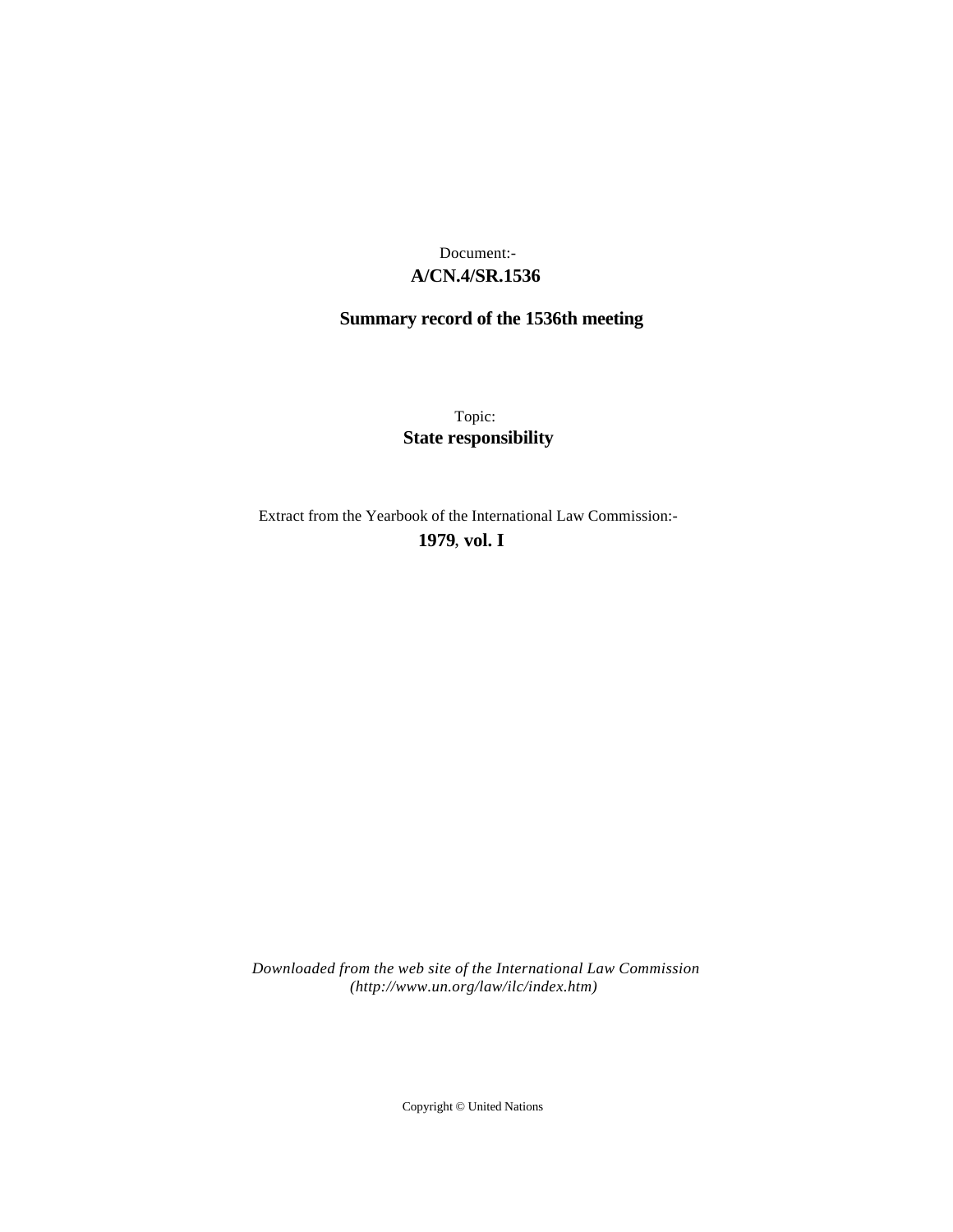Document:-

**A/CN.4/SR.1536**

**Summary record of the 1536th meeting**

Topic:

**State responsibility**

Extract from the Yearbook of the International Law Commission:-

**1979**, **vol. I**

*Downloaded from the web site of the International Law Commission (http://www.un.org/law/ilc/index.htm)*

Copyright © United Nations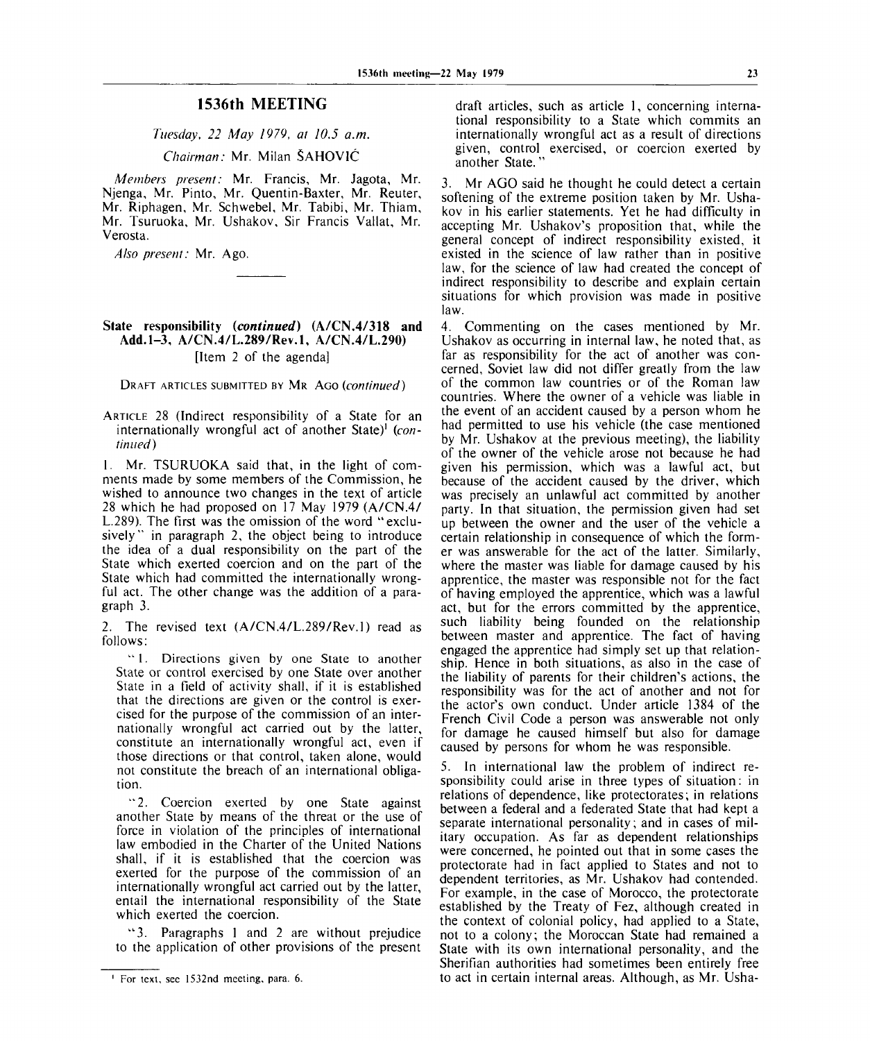# 1536th MEETING

*Tuesday, 22 May 1979, at 10.5 a.m.*

*Chairman:* Mr. Milan ŠAHOVIĆ

*Members present:* Mr. Francis, Mr. Jagota, Mr. Njenga, Mr. Pinto, Mr. Quentin-Baxter, Mr. Reuter, Mr. Riphagen, Mr. Schwebel, Mr. Tabibi, Mr. Thiam, Mr. Tsuruoka, Mr. Ushakov, Sir Francis Vallat, Mr. Verosta.

*Also present:* Mr. Ago.

---

## State responsibility (*continued*) (A/CN.4/318 and Add.1-3, A/CN.4/L.289/Rev.1, A/CN.4/L.290)

[Item 2 of the agenda]

DRAFT ARTICLES SUBMITTED BY MR AGO (*continued*)

ARTICLE 28 (Indirect responsibility of a State for an internationally wrongful act of another State)[1] (*continued*)

1. Mr. TSURUOKA said that, in the light of comments made by some members of the Commission, he wished to announce two changes in the text of article 28 which he had proposed on 17 May 1979 (A/CN.4/L.289). The first was the omission of the word "exclusively" in paragraph 2, the object being to introduce the idea of a dual responsibility on the part of the State which exerted coercion and on the part of the State which had committed the internationally wrongful act. The other change was the addition of a paragraph 3.

2. The revised text (A/CN.4/L.289/Rev.1) read as follows:

"1. Directions given by one State to another State or control exercised by one State over another State in a field of activity shall, if it is established that the directions are given or the control is exercised for the purpose of the commission of an internationally wrongful act carried out by the latter, constitute an internationally wrongful act, even if those directions or that control, taken alone, would not constitute the breach of an international obligation.

"2. Coercion exerted by one State against another State by means of the threat or the use of force in violation of the principles of international law embodied in the Charter of the United Nations shall, if it is established that the coercion was exerted for the purpose of the commission of an internationally wrongful act carried out by the latter, entail the international responsibility of the State which exerted the coercion.

"3. Paragraphs 1 and 2 are without prejudice to the application of other provisions of the present draft articles, such as article 1, concerning international responsibility to a State which commits an internationally wrongful act as a result of directions given, control exercised, or coercion exerted by another State."

3. Mr AGO said he thought he could detect a certain softening of the extreme position taken by Mr. Ushakov in his earlier statements. Yet he had difficulty in accepting Mr. Ushakov's proposition that, while the general concept of indirect responsibility existed, it existed in the science of law rather than in positive law, for the science of law had created the concept of indirect responsibility to describe and explain certain situations for which provision was made in positive law.

4. Commenting on the cases mentioned by Mr. Ushakov as occurring in internal law, he noted that, as far as responsibility for the act of another was concerned, Soviet law did not differ greatly from the law of the common law countries or of the Roman law countries. Where the owner of a vehicle was liable in the event of an accident caused by a person whom he had permitted to use his vehicle (the case mentioned by Mr. Ushakov at the previous meeting), the liability of the owner of the vehicle arose not because he had given his permission, which was a lawful act, but because of the accident caused by the driver, which was precisely an unlawful act committed by another party. In that situation, the permission given had set up between the owner and the user of the vehicle a certain relationship in consequence of which the former was answerable for the act of the latter. Similarly, where the master was liable for damage caused by his apprentice, the master was responsible not for the fact of having employed the apprentice, which was a lawful act, but for the errors committed by the apprentice, such liability being founded on the relationship between master and apprentice. The fact of having engaged the apprentice had simply set up that relationship. Hence in both situations, as also in the case of the liability of parents for their children's actions, the responsibility was for the act of another and not for the actor's own conduct. Under article 1384 of the French Civil Code a person was answerable not only for damage he caused himself but also for damage caused by persons for whom he was responsible.

5. In international law the problem of indirect responsibility could arise in three types of situation: in relations of dependence, like protectorates; in relations between a federal and a federated State that had kept a separate international personality; and in cases of military occupation. As far as dependent relationships were concerned, he pointed out that in some cases the protectorate had in fact applied to States and not to dependent territories, as Mr. Ushakov had contended. For example, in the case of Morocco, the protectorate established by the Treaty of Fez, although created in the context of colonial policy, had applied to a State, not to a colony; the Moroccan State had remained a State with its own international personality, and the Sherifian authorities had sometimes been entirely free to act in certain internal areas. Although, as Mr. Usha-

---

[1] For text, see 1532nd meeting, para. 6.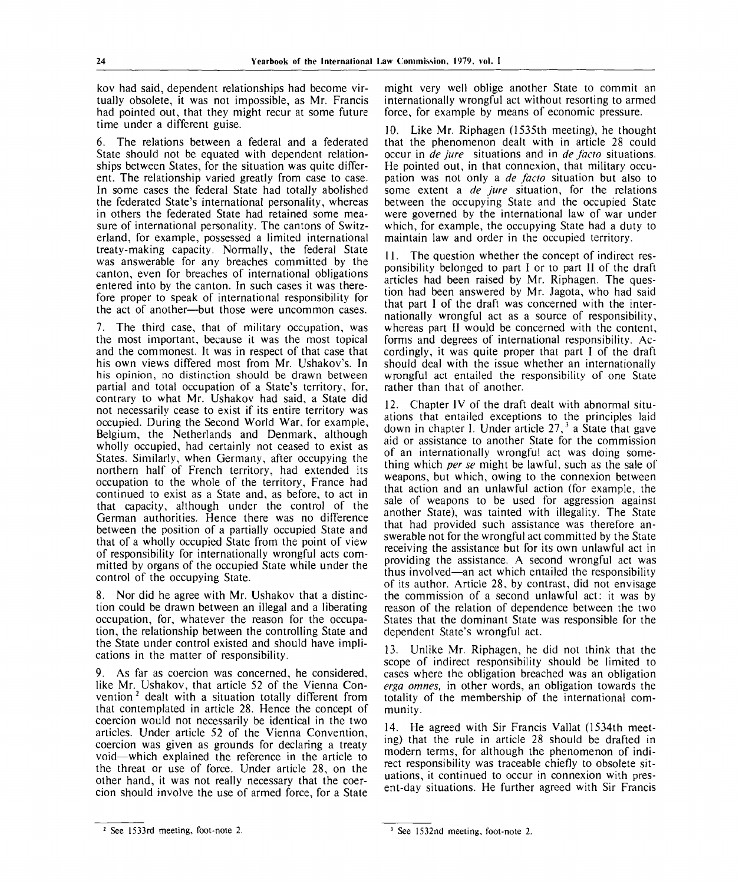kov had said, dependent relationships had become virtually obsolete, it was not impossible, as Mr. Francis had pointed out, that they might recur at some future time under a different guise.

6. The relations between a federal and a federated State should not be equated with dependent relationships between States, for the situation was quite different. The relationship varied greatly from case to case. In some cases the federal State had totally abolished the federated State's international personality, whereas in others the federated State had retained some measure of international personality. The cantons of Switzerland, for example, possessed a limited international treaty-making capacity. Normally, the federal State was answerable for any breaches committed by the canton, even for breaches of international obligations entered into by the canton. In such cases it was therefore proper to speak of international responsibility for the act of another—but those were uncommon cases.

7. The third case, that of military occupation, was the most important, because it was the most topical and the commonest. It was in respect of that case that his own views differed most from Mr. Ushakov's. In his opinion, no distinction should be drawn between partial and total occupation of a State's territory, for, contrary to what Mr. Ushakov had said, a State did not necessarily cease to exist if its entire territory was occupied. During the Second World War, for example, Belgium, the Netherlands and Denmark, although wholly occupied, had certainly not ceased to exist as States. Similarly, when Germany, after occupying the northern half of French territory, had extended its occupation to the whole of the territory, France had continued to exist as a State and, as before, to act in that capacity, although under the control of the German authorities. Hence there was no difference between the position of a partially occupied State and that of a wholly occupied State from the point of view of responsibility for internationally wrongful acts committed by organs of the occupied State while under the control of the occupying State.

8. Nor did he agree with Mr. Ushakov that a distinction could be drawn between an illegal and a liberating occupation, for, whatever the reason for the occupation, the relationship between the controlling State and the State under control existed and should have implications in the matter of responsibility.

9. As far as coercion was concerned, he considered, like Mr. Ushakov, that article 52 of the Vienna Convention[2] dealt with a situation totally different from that contemplated in article 28. Hence the concept of coercion would not necessarily be identical in the two articles. Under article 52 of the Vienna Convention, coercion was given as grounds for declaring a treaty void—which explained the reference in the article to the threat or use of force. Under article 28, on the other hand, it was not really necessary that the coercion should involve the use of armed force, for a State might very well oblige another State to commit an internationally wrongful act without resorting to armed force, for example by means of economic pressure.

10. Like Mr. Riphagen (1535th meeting), he thought that the phenomenon dealt with in article 28 could occur in *de jure* situations and in *de facto* situations. He pointed out, in that connexion, that military occupation was not only a *de facto* situation but also to some extent a *de jure* situation, for the relations between the occupying State and the occupied State were governed by the international law of war under which, for example, the occupying State had a duty to maintain law and order in the occupied territory.

11. The question whether the concept of indirect responsibility belonged to part I or to part II of the draft articles had been raised by Mr. Riphagen. The question had been answered by Mr. Jagota, who had said that part I of the draft was concerned with the internationally wrongful act as a source of responsibility, whereas part II would be concerned with the content, forms and degrees of international responsibility. Accordingly, it was quite proper that part I of the draft should deal with the issue whether an internationally wrongful act entailed the responsibility of one State rather than that of another.

12. Chapter IV of the draft dealt with abnormal situations that entailed exceptions to the principles laid down in chapter I. Under article 27,[3] a State that gave aid or assistance to another State for the commission of an internationally wrongful act was doing something which *per se* might be lawful, such as the sale of weapons, but which, owing to the connexion between that action and an unlawful action (for example, the sale of weapons to be used for aggression against another State), was tainted with illegality. The State that had provided such assistance was therefore answerable not for the wrongful act committed by the State receiving the assistance but for its own unlawful act in providing the assistance. A second wrongful act was thus involved—an act which entailed the responsibility of its author. Article 28, by contrast, did not envisage the commission of a second unlawful act: it was by reason of the relation of dependence between the two States that the dominant State was responsible for the dependent State's wrongful act.

13. Unlike Mr. Riphagen, he did not think that the scope of indirect responsibility should be limited to cases where the obligation breached was an obligation *erga omnes*, in other words, an obligation towards the totality of the membership of the international community.

14. He agreed with Sir Francis Vallat (1534th meeting) that the rule in article 28 should be drafted in modern terms, for although the phenomenon of indirect responsibility was traceable chiefly to obsolete situations, it continued to occur in connexion with present-day situations. He further agreed with Sir Francis

---

[2] See 1533rd meeting, foot-note 2.

[3] See 1532nd meeting, foot-note 2.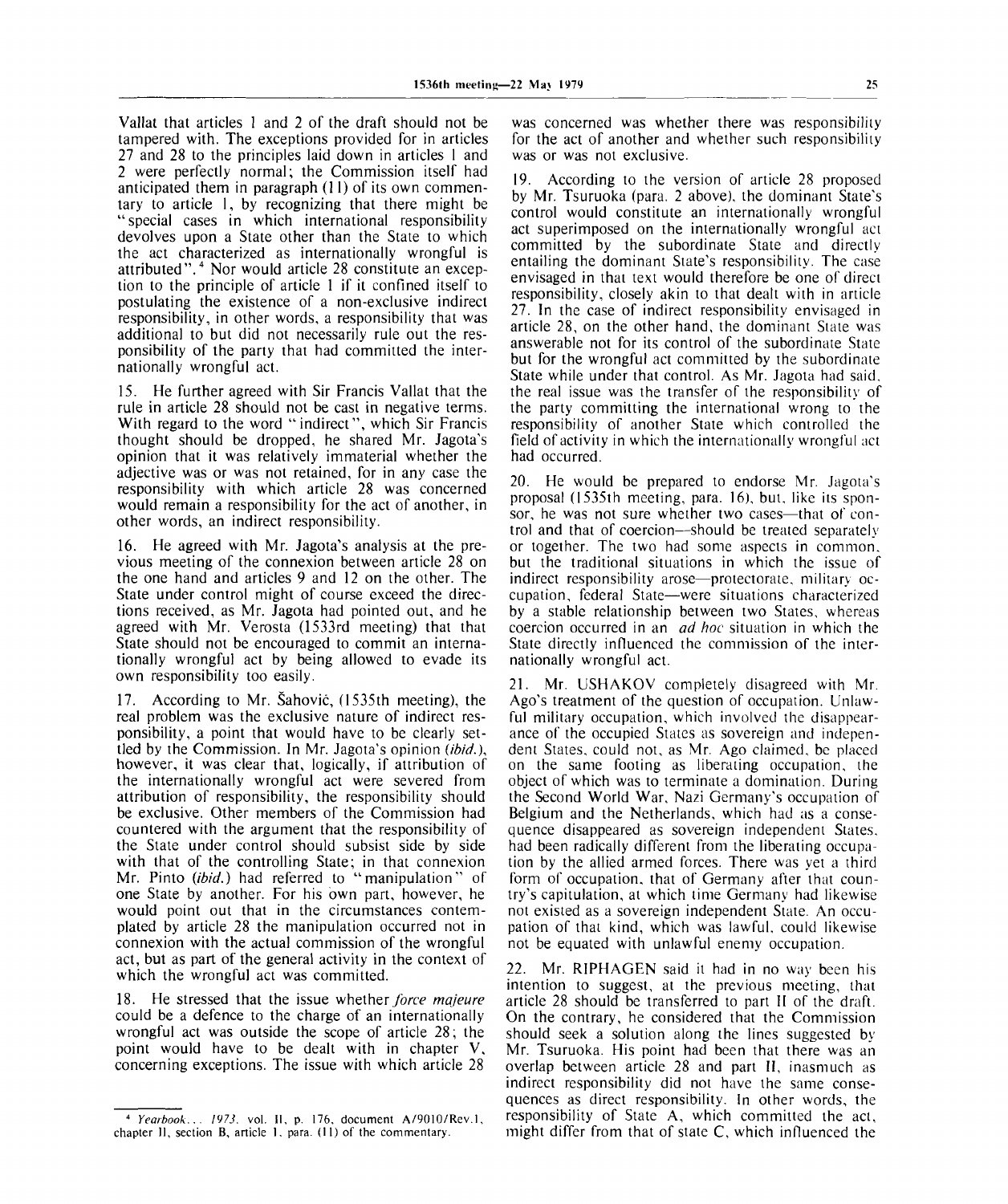Vallat that articles 1 and 2 of the draft should not be tampered with. The exceptions provided for in articles 27 and 28 to the principles laid down in articles 1 and 2 were perfectly normal; the Commission itself had anticipated them in paragraph (11) of its own commentary to article 1, by recognizing that there might be "special cases in which international responsibility devolves upon a State other than the State to which the act characterized as internationally wrongful is attributed".[4] Nor would article 28 constitute an exception to the principle of article 1 if it confined itself to postulating the existence of a non-exclusive indirect responsibility, in other words, a responsibility that was additional to but did not necessarily rule out the responsibility of the party that had committed the internationally wrongful act.

15. He further agreed with Sir Francis Vallat that the rule in article 28 should not be cast in negative terms. With regard to the word "indirect", which Sir Francis thought should be dropped, he shared Mr. Jagota's opinion that it was relatively immaterial whether the adjective was or was not retained, for in any case the responsibility with which article 28 was concerned would remain a responsibility for the act of another, in other words, an indirect responsibility.

16. He agreed with Mr. Jagota's analysis at the previous meeting of the connexion between article 28 on the one hand and articles 9 and 12 on the other. The State under control might of course exceed the directions received, as Mr. Jagota had pointed out, and he agreed with Mr. Verosta (1533rd meeting) that that State should not be encouraged to commit an internationally wrongful act by being allowed to evade its own responsibility too easily.

17. According to Mr. Šahović, (1535th meeting), the real problem was the exclusive nature of indirect responsibility, a point that would have to be clearly settled by the Commission. In Mr. Jagota's opinion (*ibid.*), however, it was clear that, logically, if attribution of the internationally wrongful act were severed from attribution of responsibility, the responsibility should be exclusive. Other members of the Commission had countered with the argument that the responsibility of the State under control should subsist side by side with that of the controlling State; in that connexion Mr. Pinto (*ibid.*) had referred to "manipulation" of one State by another. For his own part, however, he would point out that in the circumstances contemplated by article 28 the manipulation occurred not in connexion with the actual commission of the wrongful act, but as part of the general activity in the context of which the wrongful act was committed.

18. He stressed that the issue whether *force majeure* could be a defence to the charge of an internationally wrongful act was outside the scope of article 28; the point would have to be dealt with in chapter V, concerning exceptions. The issue with which article 28 was concerned was whether there was responsibility for the act of another and whether such responsibility was or was not exclusive.

19. According to the version of article 28 proposed by Mr. Tsuruoka (para. 2 above), the dominant State's control would constitute an internationally wrongful act superimposed on the internationally wrongful act committed by the subordinate State and directly entailing the dominant State's responsibility. The case envisaged in that text would therefore be one of direct responsibility, closely akin to that dealt with in article 27. In the case of indirect responsibility envisaged in article 28, on the other hand, the dominant State was answerable not for its control of the subordinate State but for the wrongful act committed by the subordinate State while under that control. As Mr. Jagota had said, the real issue was the transfer of the responsibility of the party committing the international wrong to the responsibility of another State which controlled the field of activity in which the internationally wrongful act had occurred.

20. He would be prepared to endorse Mr. Jagota's proposal (1535th meeting, para. 16), but, like its sponsor, he was not sure whether two cases—that of control and that of coercion—should be treated separately or together. The two had some aspects in common, but the traditional situations in which the issue of indirect responsibility arose—protectorate, military occupation, federal State—were situations characterized by a stable relationship between two States, whereas coercion occurred in an *ad hoc* situation in which the State directly influenced the commission of the internationally wrongful act.

21. Mr. USHAKOV completely disagreed with Mr. Ago's treatment of the question of occupation. Unlawful military occupation, which involved the disappearance of the occupied States as sovereign and independent States, could not, as Mr. Ago claimed, be placed on the same footing as liberating occupation, the object of which was to terminate a domination. During the Second World War, Nazi Germany's occupation of Belgium and the Netherlands, which had as a consequence disappeared as sovereign independent States, had been radically different from the liberating occupation by the allied armed forces. There was yet a third form of occupation, that of Germany after that country's capitulation, at which time Germany had likewise not existed as a sovereign independent State. An occupation of that kind, which was lawful, could likewise not be equated with unlawful enemy occupation.

22. Mr. RIPHAGEN said it had in no way been his intention to suggest, at the previous meeting, that article 28 should be transferred to part II of the draft. On the contrary, he considered that the Commission should seek a solution along the lines suggested by Mr. Tsuruoka. His point had been that there was an overlap between article 28 and part II, inasmuch as indirect responsibility did not have the same consequences as direct responsibility. In other words, the responsibility of State A, which committed the act, might differ from that of state C, which influenced the

---

[4] *Yearbook... 1973*, vol. II, p. 176, document A/9010/Rev.1, chapter II, section B, article 1, para. (11) of the commentary.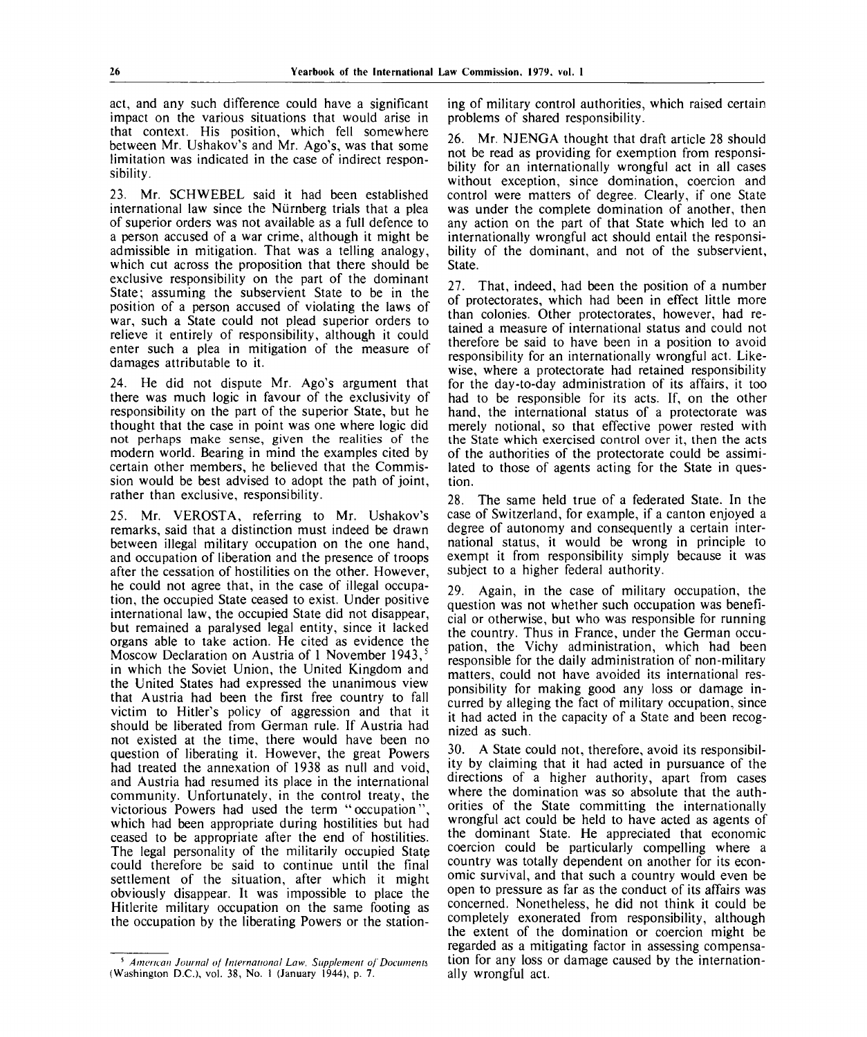act, and any such difference could have a significant impact on the various situations that would arise in that context. His position, which fell somewhere between Mr. Ushakov's and Mr. Ago's, was that some limitation was indicated in the case of indirect responsibility.

23. Mr. SCHWEBEL said it had been established international law since the Nürnberg trials that a plea of superior orders was not available as a full defence to a person accused of a war crime, although it might be admissible in mitigation. That was a telling analogy, which cut across the proposition that there should be exclusive responsibility on the part of the dominant State; assuming the subservient State to be in the position of a person accused of violating the laws of war, such a State could not plead superior orders to relieve it entirely of responsibility, although it could enter such a plea in mitigation of the measure of damages attributable to it.

24. He did not dispute Mr. Ago's argument that there was much logic in favour of the exclusivity of responsibility on the part of the superior State, but he thought that the case in point was one where logic did not perhaps make sense, given the realities of the modern world. Bearing in mind the examples cited by certain other members, he believed that the Commission would be best advised to adopt the path of joint, rather than exclusive, responsibility.

25. Mr. VEROSTA, referring to Mr. Ushakov's remarks, said that a distinction must indeed be drawn between illegal military occupation on the one hand, and occupation of liberation and the presence of troops after the cessation of hostilities on the other. However, he could not agree that, in the case of illegal occupation, the occupied State ceased to exist. Under positive international law, the occupied State did not disappear, but remained a paralysed legal entity, since it lacked organs able to take action. He cited as evidence the Moscow Declaration on Austria of 1 November 1943,[5] in which the Soviet Union, the United Kingdom and the United States had expressed the unanimous view that Austria had been the first free country to fall victim to Hitler's policy of aggression and that it should be liberated from German rule. If Austria had not existed at the time, there would have been no question of liberating it. However, the great Powers had treated the annexation of 1938 as null and void, and Austria had resumed its place in the international community. Unfortunately, in the control treaty, the victorious Powers had used the term "occupation", which had been appropriate during hostilities but had ceased to be appropriate after the end of hostilities. The legal personality of the militarily occupied State could therefore be said to continue until the final settlement of the situation, after which it might obviously disappear. It was impossible to place the Hitlerite military occupation on the same footing as the occupation by the liberating Powers or the stationing of military control authorities, which raised certain problems of shared responsibility.

26. Mr. NJENGA thought that draft article 28 should not be read as providing for exemption from responsibility for an internationally wrongful act in all cases without exception, since domination, coercion and control were matters of degree. Clearly, if one State was under the complete domination of another, then any action on the part of that State which led to an internationally wrongful act should entail the responsibility of the dominant, and not of the subservient, State.

27. That, indeed, had been the position of a number of protectorates, which had been in effect little more than colonies. Other protectorates, however, had retained a measure of international status and could not therefore be said to have been in a position to avoid responsibility for an internationally wrongful act. Likewise, where a protectorate had retained responsibility for the day-to-day administration of its affairs, it too had to be responsible for its acts. If, on the other hand, the international status of a protectorate was merely notional, so that effective power rested with the State which exercised control over it, then the acts of the authorities of the protectorate could be assimilated to those of agents acting for the State in question.

28. The same held true of a federated State. In the case of Switzerland, for example, if a canton enjoyed a degree of autonomy and consequently a certain international status, it would be wrong in principle to exempt it from responsibility simply because it was subject to a higher federal authority.

29. Again, in the case of military occupation, the question was not whether such occupation was beneficial or otherwise, but who was responsible for running the country. Thus in France, under the German occupation, the Vichy administration, which had been responsible for the daily administration of non-military matters, could not have avoided its international responsibility for making good any loss or damage incurred by alleging the fact of military occupation, since it had acted in the capacity of a State and been recognized as such.

30. A State could not, therefore, avoid its responsibility by claiming that it had acted in pursuance of the directions of a higher authority, apart from cases where the domination was so absolute that the authorities of the State committing the internationally wrongful act could be held to have acted as agents of the dominant State. He appreciated that economic coercion could be particularly compelling where a country was totally dependent on another for its economic survival, and that such a country would even be open to pressure as far as the conduct of its affairs was concerned. Nonetheless, he did not think it could be completely exonerated from responsibility, although the extent of the domination or coercion might be regarded as a mitigating factor in assessing compensation for any loss or damage caused by the internationally wrongful act.

---

[5] *American Journal of International Law, Supplement of Documents* (Washington D.C.), vol. 38, No. 1 (January 1944), p. 7.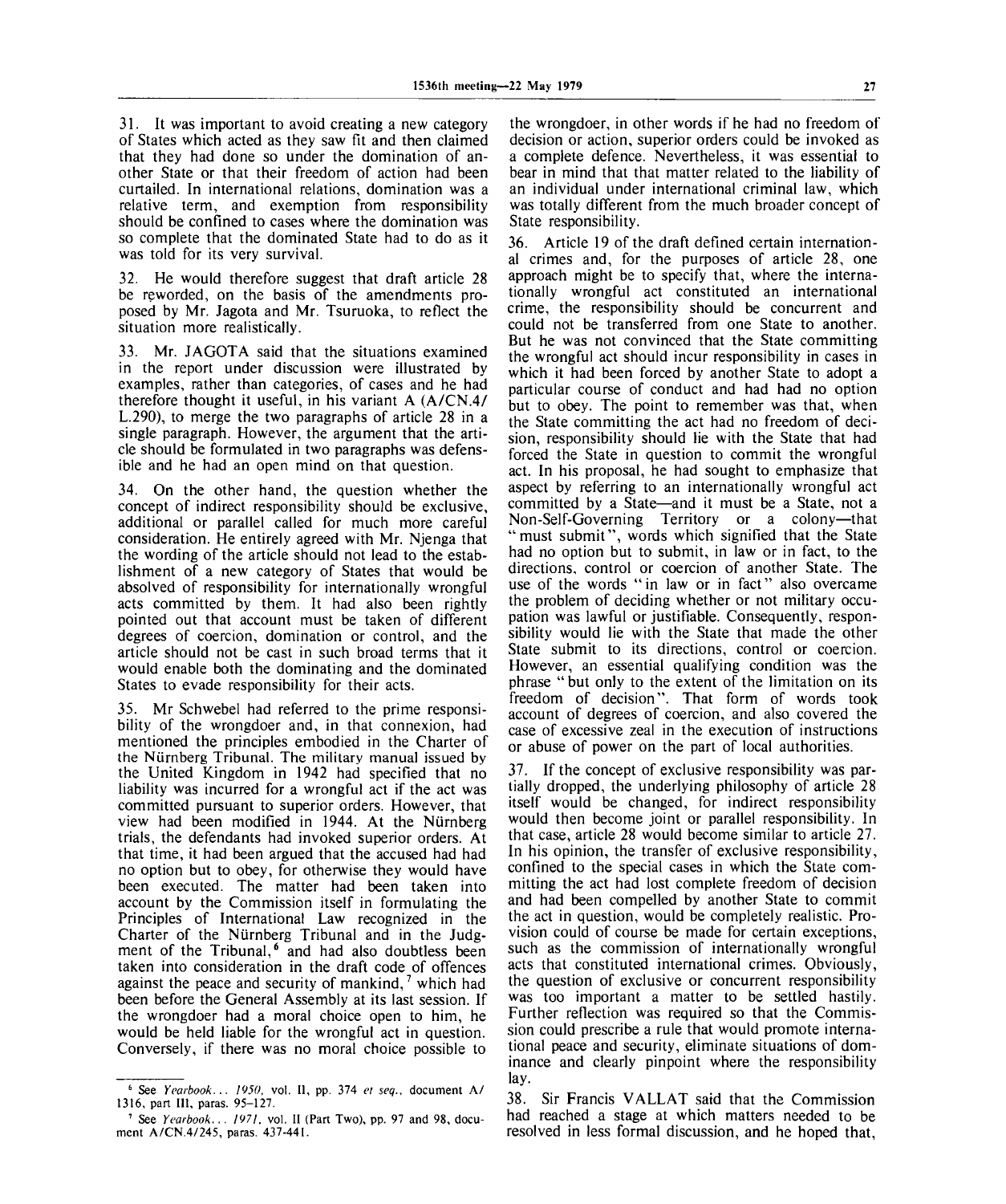31. It was important to avoid creating a new category of States which acted as they saw fit and then claimed that they had done so under the domination of another State or that their freedom of action had been curtailed. In international relations, domination was a relative term, and exemption from responsibility should be confined to cases where the domination was so complete that the dominated State had to do as it was told for its very survival.

32. He would therefore suggest that draft article 28 be reworded, on the basis of the amendments proposed by Mr. Jagota and Mr. Tsuruoka, to reflect the situation more realistically.

33. Mr. JAGOTA said that the situations examined in the report under discussion were illustrated by examples, rather than categories, of cases and he had therefore thought it useful, in his variant A (A/CN.4/L.290), to merge the two paragraphs of article 28 in a single paragraph. However, the argument that the article should be formulated in two paragraphs was defensible and he had an open mind on that question.

34. On the other hand, the question whether the concept of indirect responsibility should be exclusive, additional or parallel called for much more careful consideration. He entirely agreed with Mr. Njenga that the wording of the article should not lead to the establishment of a new category of States that would be absolved of responsibility for internationally wrongful acts committed by them. It had also been rightly pointed out that account must be taken of different degrees of coercion, domination or control, and the article should not be cast in such broad terms that it would enable both the dominating and the dominated States to evade responsibility for their acts.

35. Mr Schwebel had referred to the prime responsibility of the wrongdoer and, in that connexion, had mentioned the principles embodied in the Charter of the Nürnberg Tribunal. The military manual issued by the United Kingdom in 1942 had specified that no liability was incurred for a wrongful act if the act was committed pursuant to superior orders. However, that view had been modified in 1944. At the Nürnberg trials, the defendants had invoked superior orders. At that time, it had been argued that the accused had had no option but to obey, for otherwise they would have been executed. The matter had been taken into account by the Commission itself in formulating the Principles of International Law recognized in the Charter of the Nürnberg Tribunal and in the Judgment of the Tribunal,[6] and had also doubtless been taken into consideration in the draft code of offences against the peace and security of mankind,[7] which had been before the General Assembly at its last session. If the wrongdoer had a moral choice open to him, he would be held liable for the wrongful act in question. Conversely, if there was no moral choice possible to the wrongdoer, in other words if he had no freedom of decision or action, superior orders could be invoked as a complete defence. Nevertheless, it was essential to bear in mind that that matter related to the liability of an individual under international criminal law, which was totally different from the much broader concept of State responsibility.

36. Article 19 of the draft defined certain international crimes and, for the purposes of article 28, one approach might be to specify that, where the internationally wrongful act constituted an international crime, the responsibility should be concurrent and could not be transferred from one State to another. But he was not convinced that the State committing the wrongful act should incur responsibility in cases in which it had been forced by another State to adopt a particular course of conduct and had had no option but to obey. The point to remember was that, when the State committing the act had no freedom of decision, responsibility should lie with the State that had forced the State in question to commit the wrongful act. In his proposal, he had sought to emphasize that aspect by referring to an internationally wrongful act committed by a State—and it must be a State, not a Non-Self-Governing Territory or a colony—that "must submit", words which signified that the State had no option but to submit, in law or in fact, to the directions, control or coercion of another State. The use of the words "in law or in fact" also overcame the problem of deciding whether or not military occupation was lawful or justifiable. Consequently, responsibility would lie with the State that made the other State submit to its directions, control or coercion. However, an essential qualifying condition was the phrase "but only to the extent of the limitation on its freedom of decision". That form of words took account of degrees of coercion, and also covered the case of excessive zeal in the execution of instructions or abuse of power on the part of local authorities.

37. If the concept of exclusive responsibility was partially dropped, the underlying philosophy of article 28 itself would be changed, for indirect responsibility would then become joint or parallel responsibility. In that case, article 28 would become similar to article 27. In his opinion, the transfer of exclusive responsibility, confined to the special cases in which the State committing the act had lost complete freedom of decision and had been compelled by another State to commit the act in question, would be completely realistic. Provision could of course be made for certain exceptions, such as the commission of internationally wrongful acts that constituted international crimes. Obviously, the question of exclusive or concurrent responsibility was too important a matter to be settled hastily. Further reflection was required so that the Commission could prescribe a rule that would promote international peace and security, eliminate situations of dominance and clearly pinpoint where the responsibility lay.

38. Sir Francis VALLAT said that the Commission had reached a stage at which matters needed to be resolved in less formal discussion, and he hoped that,

---

[6] See *Yearbook... 1950*, vol. II, pp. 374 *et seq.*, document A/1316, part III, paras. 95–127.

[7] See *Yearbook... 1971*, vol. II (Part Two), pp. 97 and 98, document A/CN.4/245, paras. 437-441.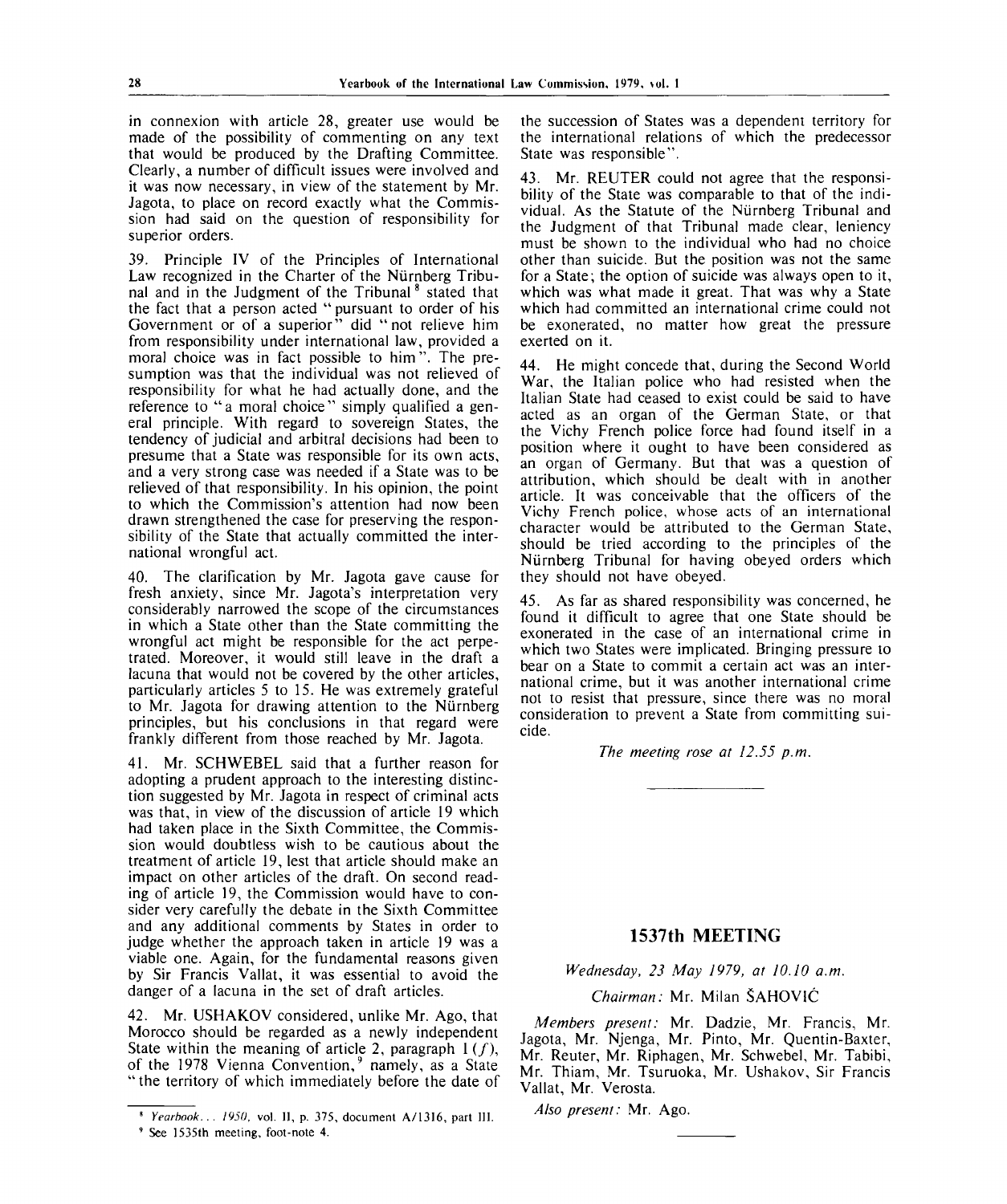in connexion with article 28, greater use would be made of the possibility of commenting on any text that would be produced by the Drafting Committee. Clearly, a number of difficult issues were involved and it was now necessary, in view of the statement by Mr. Jagota, to place on record exactly what the Commission had said on the question of responsibility for superior orders.

39. Principle IV of the Principles of International Law recognized in the Charter of the Nürnberg Tribunal and in the Judgment of the Tribunal[8] stated that the fact that a person acted "pursuant to order of his Government or of a superior" did "not relieve him from responsibility under international law, provided a moral choice was in fact possible to him". The presumption was that the individual was not relieved of responsibility for what he had actually done, and the reference to "a moral choice" simply qualified a general principle. With regard to sovereign States, the tendency of judicial and arbitral decisions had been to presume that a State was responsible for its own acts, and a very strong case was needed if a State was to be relieved of that responsibility. In his opinion, the point to which the Commission's attention had now been drawn strengthened the case for preserving the responsibility of the State that actually committed the international wrongful act.

40. The clarification by Mr. Jagota gave cause for fresh anxiety, since Mr. Jagota's interpretation very considerably narrowed the scope of the circumstances in which a State other than the State committing the wrongful act might be responsible for the act perpetrated. Moreover, it would still leave in the draft a lacuna that would not be covered by the other articles, particularly articles 5 to 15. He was extremely grateful to Mr. Jagota for drawing attention to the Nürnberg principles, but his conclusions in that regard were frankly different from those reached by Mr. Jagota.

41. Mr. SCHWEBEL said that a further reason for adopting a prudent approach to the interesting distinction suggested by Mr. Jagota in respect of criminal acts was that, in view of the discussion of article 19 which had taken place in the Sixth Committee, the Commission would doubtless wish to be cautious about the treatment of article 19, lest that article should make an impact on other articles of the draft. On second reading of article 19, the Commission would have to consider very carefully the debate in the Sixth Committee and any additional comments by States in order to judge whether the approach taken in article 19 was a viable one. Again, for the fundamental reasons given by Sir Francis Vallat, it was essential to avoid the danger of a lacuna in the set of draft articles.

42. Mr. USHAKOV considered, unlike Mr. Ago, that Morocco should be regarded as a newly independent State within the meaning of article 2, paragraph 1 (*f*), of the 1978 Vienna Convention,[9] namely, as a State "the territory of which immediately before the date of the succession of States was a dependent territory for the international relations of which the predecessor State was responsible".

43. Mr. REUTER could not agree that the responsibility of the State was comparable to that of the individual. As the Statute of the Nürnberg Tribunal and the Judgment of that Tribunal made clear, leniency must be shown to the individual who had no choice other than suicide. But the position was not the same for a State; the option of suicide was always open to it, which was what made it great. That was why a State which had committed an international crime could not be exonerated, no matter how great the pressure exerted on it.

44. He might concede that, during the Second World War, the Italian police who had resisted when the Italian State had ceased to exist could be said to have acted as an organ of the German State, or that the Vichy French police force had found itself in a position where it ought to have been considered as an organ of Germany. But that was a question of attribution, which should be dealt with in another article. It was conceivable that the officers of the Vichy French police, whose acts of an international character would be attributed to the German State, should be tried according to the principles of the Nürnberg Tribunal for having obeyed orders which they should not have obeyed.

45. As far as shared responsibility was concerned, he found it difficult to agree that one State should be exonerated in the case of an international crime in which two States were implicated. Bringing pressure to bear on a State to commit a certain act was an international crime, but it was another international crime not to resist that pressure, since there was no moral consideration to prevent a State from committing suicide.

*The meeting rose at 12.55 p.m.*

---

[8] *Yearbook... 1950*, vol. II, p. 375, document A/1316, part III.

[9] See 1535th meeting, foot-note 4.

## 1537th MEETING

*Wednesday, 23 May 1979, at 10.10 a.m.*

*Chairman:* Mr. Milan ŠAHOVIĆ

*Members present:* Mr. Dadzie, Mr. Francis, Mr. Jagota, Mr. Njenga, Mr. Pinto, Mr. Quentin-Baxter, Mr. Reuter, Mr. Riphagen, Mr. Schwebel, Mr. Tabibi, Mr. Thiam, Mr. Tsuruoka, Mr. Ushakov, Sir Francis Vallat, Mr. Verosta.

*Also present:* Mr. Ago.